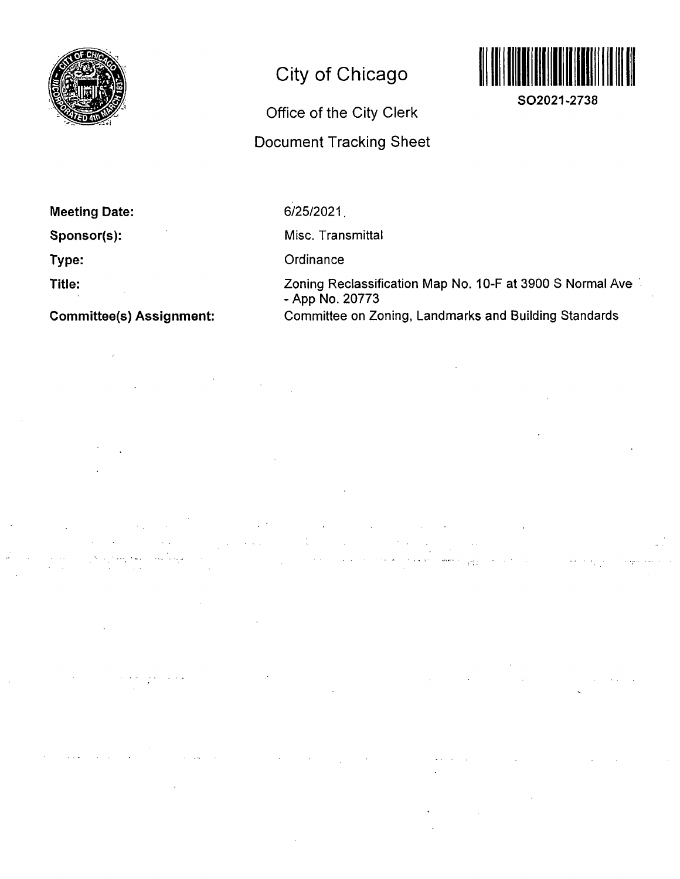# City of Chicago

## Office of the City Clerk

## Document Tracking Sheet

**SO2021-2738**

| | |
|---|---|
| **Meeting Date:** | 6/25/2021 |
| **Sponsor(s):** | Misc. Transmittal |
| **Type:** | Ordinance |
| **Title:** | Zoning Reclassification Map No. 10-F at 3900 S Normal Ave - App No. 20773 |
| **Committee(s) Assignment:** | Committee on Zoning, Landmarks and Building Standards |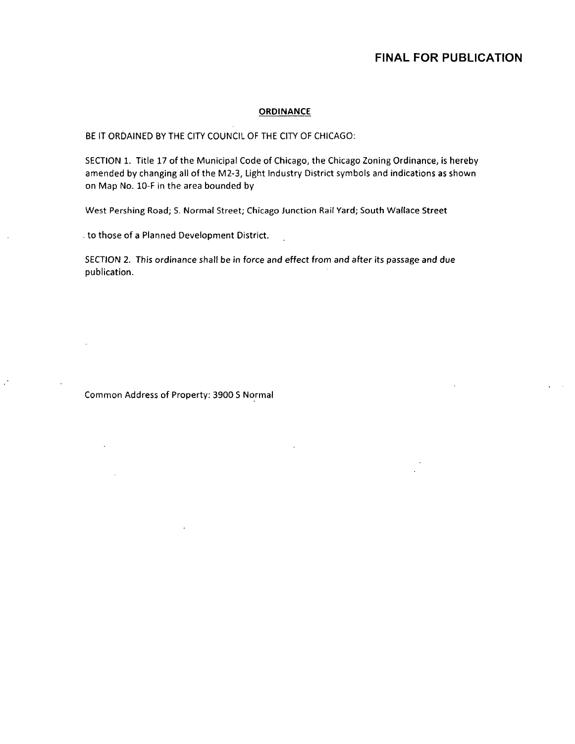**FINAL FOR PUBLICATION**

**ORDINANCE**

BE IT ORDAINED BY THE CITY COUNCIL OF THE CITY OF CHICAGO:

SECTION 1. Title 17 of the Municipal Code of Chicago, the Chicago Zoning Ordinance, is hereby amended by changing all of the M2-3, Light Industry District symbols and indications as shown on Map No. 10-F in the area bounded by

West Pershing Road; S. Normal Street; Chicago Junction Rail Yard; South Wallace Street

to those of a Planned Development District.

SECTION 2. This ordinance shall be in force and effect from and after its passage and due publication.

Common Address of Property: 3900 S Normal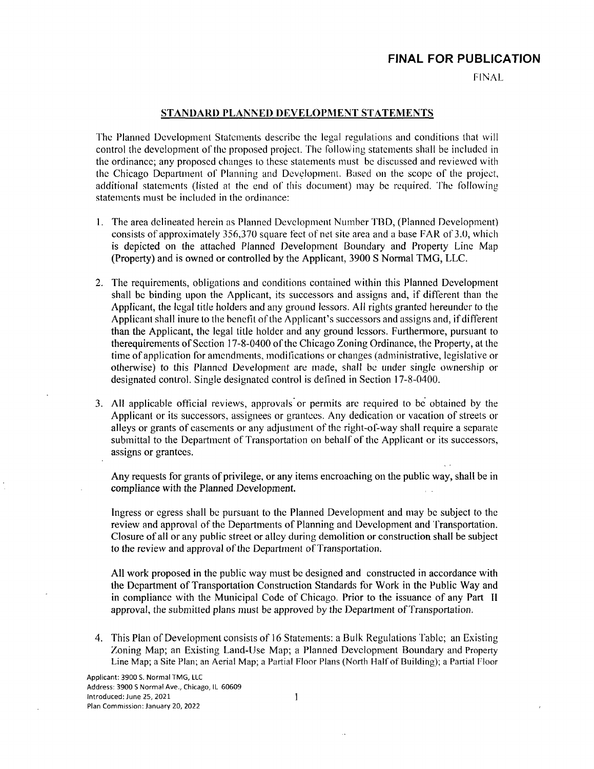**FINAL FOR PUBLICATION**

FINAL

## STANDARD PLANNED DEVELOPMENT STATEMENTS

The Planned Development Statements describe the legal regulations and conditions that will control the development of the proposed project. The following statements shall be included in the ordinance; any proposed changes to these statements must be discussed and reviewed with the Chicago Department of Planning and Development. Based on the scope of the project, additional statements (listed at the end of this document) may be required. The following statements must be included in the ordinance:

1. The area delineated herein as Planned Development Number TBD, (Planned Development) consists of approximately 356,370 square feet of net site area and a base FAR of 3.0, which is depicted on the attached Planned Development Boundary and Property Line Map (Property) and is owned or controlled by the Applicant, 3900 S Normal TMG, LLC.

2. The requirements, obligations and conditions contained within this Planned Development shall be binding upon the Applicant, its successors and assigns and, if different than the Applicant, the legal title holders and any ground lessors. All rights granted hereunder to the Applicant shall inure to the benefit of the Applicant's successors and assigns and, if different than the Applicant, the legal title holder and any ground lessors. Furthermore, pursuant to therequirements of Section 17-8-0400 of the Chicago Zoning Ordinance, the Property, at the time of application for amendments, modifications or changes (administrative, legislative or otherwise) to this Planned Development are made, shall be under single ownership or designated control. Single designated control is defined in Section 17-8-0400.

3. All applicable official reviews, approvals or permits are required to be obtained by the Applicant or its successors, assignees or grantees. Any dedication or vacation of streets or alleys or grants of easements or any adjustment of the right-of-way shall require a separate submittal to the Department of Transportation on behalf of the Applicant or its successors, assigns or grantees.

   Any requests for grants of privilege, or any items encroaching on the public way, shall be in compliance with the Planned Development.

   Ingress or egress shall be pursuant to the Planned Development and may be subject to the review and approval of the Departments of Planning and Development and Transportation. Closure of all or any public street or alley during demolition or construction shall be subject to the review and approval of the Department of Transportation.

   All work proposed in the public way must be designed and constructed in accordance with the Department of Transportation Construction Standards for Work in the Public Way and in compliance with the Municipal Code of Chicago. Prior to the issuance of any Part II approval, the submitted plans must be approved by the Department of Transportation.

4. This Plan of Development consists of 16 Statements: a Bulk Regulations Table; an Existing Zoning Map; an Existing Land-Use Map; a Planned Development Boundary and Property Line Map; a Site Plan; an Aerial Map; a Partial Floor Plans (North Half of Building); a Partial Floor

Applicant: 3900 S. Normal TMG, LLC
Address: 3900 S Normal Ave., Chicago, IL 60609
Introduced: June 25, 2021
Plan Commission: January 20, 2022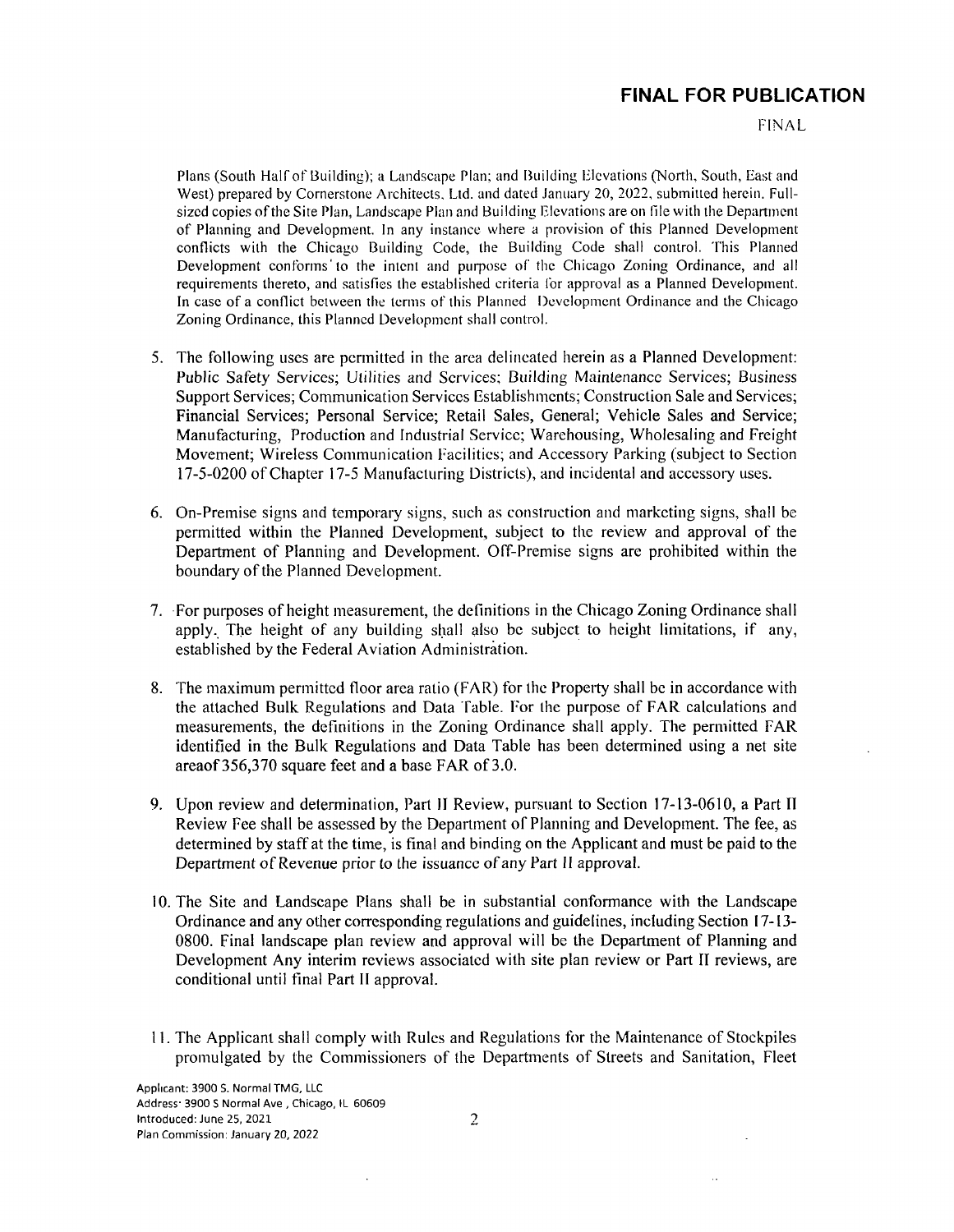Plans (South Half of Building); a Landscape Plan; and Building Elevations (North, South, East and West) prepared by Cornerstone Architects, Ltd. and dated January 20, 2022, submitted herein. Full-sized copies of the Site Plan, Landscape Plan and Building Elevations are on file with the Department of Planning and Development. In any instance where a provision of this Planned Development conflicts with the Chicago Building Code, the Building Code shall control. This Planned Development conforms to the intent and purpose of the Chicago Zoning Ordinance, and all requirements thereto, and satisfies the established criteria for approval as a Planned Development. In case of a conflict between the terms of this Planned Development Ordinance and the Chicago Zoning Ordinance, this Planned Development shall control.

5. The following uses are permitted in the area delineated herein as a Planned Development: Public Safety Services; Utilities and Services; Building Maintenance Services; Business Support Services; Communication Services Establishments; Construction Sale and Services; Financial Services; Personal Service; Retail Sales, General; Vehicle Sales and Service; Manufacturing, Production and Industrial Service; Warehousing, Wholesaling and Freight Movement; Wireless Communication Facilities; and Accessory Parking (subject to Section 17-5-0200 of Chapter 17-5 Manufacturing Districts), and incidental and accessory uses.

6. On-Premise signs and temporary signs, such as construction and marketing signs, shall be permitted within the Planned Development, subject to the review and approval of the Department of Planning and Development. Off-Premise signs are prohibited within the boundary of the Planned Development.

7. For purposes of height measurement, the definitions in the Chicago Zoning Ordinance shall apply. The height of any building shall also be subject to height limitations, if any, established by the Federal Aviation Administration.

8. The maximum permitted floor area ratio (FAR) for the Property shall be in accordance with the attached Bulk Regulations and Data Table. For the purpose of FAR calculations and measurements, the definitions in the Zoning Ordinance shall apply. The permitted FAR identified in the Bulk Regulations and Data Table has been determined using a net site areaof356,370 square feet and a base FAR of 3.0.

9. Upon review and determination, Part II Review, pursuant to Section 17-13-0610, a Part II Review Fee shall be assessed by the Department of Planning and Development. The fee, as determined by staff at the time, is final and binding on the Applicant and must be paid to the Department of Revenue prior to the issuance of any Part II approval.

10. The Site and Landscape Plans shall be in substantial conformance with the Landscape Ordinance and any other corresponding regulations and guidelines, including Section 17-13-0800. Final landscape plan review and approval will be the Department of Planning and Development Any interim reviews associated with site plan review or Part II reviews, are conditional until final Part II approval.

11. The Applicant shall comply with Rules and Regulations for the Maintenance of Stockpiles promulgated by the Commissioners of the Departments of Streets and Sanitation, Fleet

Applicant: 3900 S. Normal TMG, LLC
Address: 3900 S Normal Ave., Chicago, IL 60609
Introduced: June 25, 2021
Plan Commission: January 20, 2022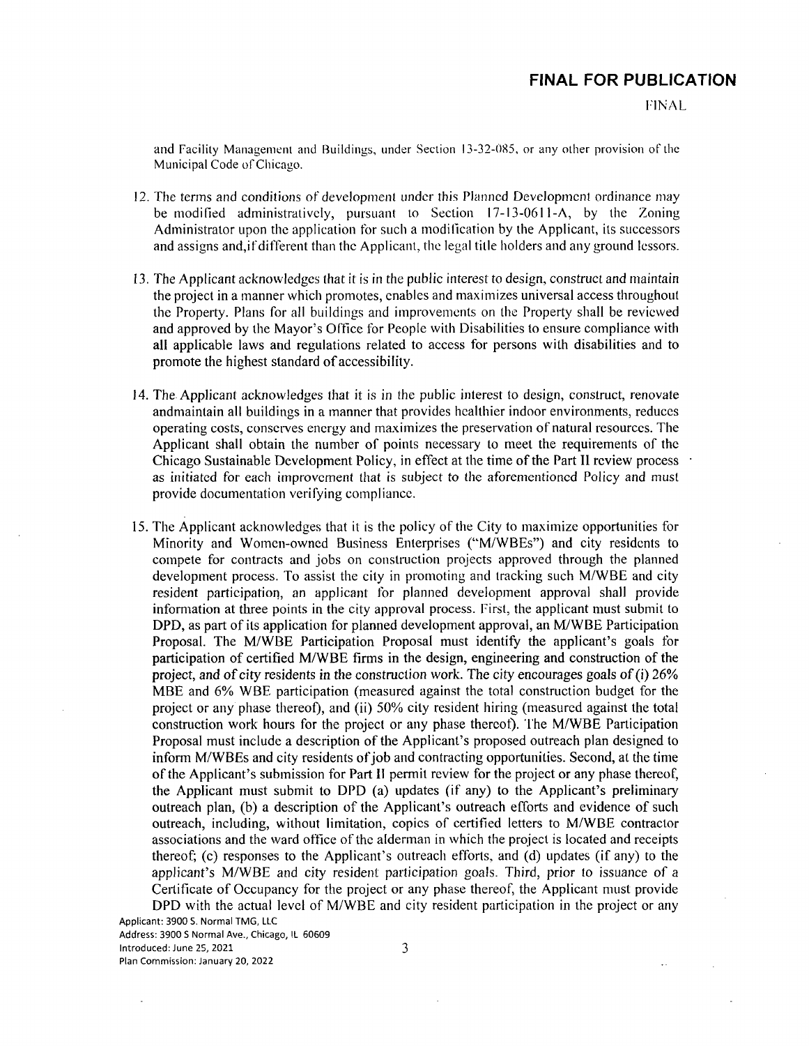and Facility Management and Buildings, under Section 13-32-085, or any other provision of the Municipal Code of Chicago.

12. The terms and conditions of development under this Planned Development ordinance may be modified administratively, pursuant to Section 17-13-0611-A, by the Zoning Administrator upon the application for such a modification by the Applicant, its successors and assigns and,if different than the Applicant, the legal title holders and any ground lessors.

13. The Applicant acknowledges that it is in the public interest to design, construct and maintain the project in a manner which promotes, enables and maximizes universal access throughout the Property. Plans for all buildings and improvements on the Property shall be reviewed and approved by the Mayor's Office for People with Disabilities to ensure compliance with all applicable laws and regulations related to access for persons with disabilities and to promote the highest standard of accessibility.

14. The Applicant acknowledges that it is in the public interest to design, construct, renovate andmaintain all buildings in a manner that provides healthier indoor environments, reduces operating costs, conserves energy and maximizes the preservation of natural resources. The Applicant shall obtain the number of points necessary to meet the requirements of the Chicago Sustainable Development Policy, in effect at the time of the Part II review process as initiated for each improvement that is subject to the aforementioned Policy and must provide documentation verifying compliance.

15. The Applicant acknowledges that it is the policy of the City to maximize opportunities for Minority and Women-owned Business Enterprises ("M/WBEs") and city residents to compete for contracts and jobs on construction projects approved through the planned development process. To assist the city in promoting and tracking such M/WBE and city resident participation, an applicant for planned development approval shall provide information at three points in the city approval process. First, the applicant must submit to DPD, as part of its application for planned development approval, an M/WBE Participation Proposal. The M/WBE Participation Proposal must identify the applicant's goals for participation of certified M/WBE firms in the design, engineering and construction of the project, and of city residents in the construction work. The city encourages goals of (i) 26% MBE and 6% WBE participation (measured against the total construction budget for the project or any phase thereof), and (ii) 50% city resident hiring (measured against the total construction work hours for the project or any phase thereof). The M/WBE Participation Proposal must include a description of the Applicant's proposed outreach plan designed to inform M/WBEs and city residents of job and contracting opportunities. Second, at the time of the Applicant's submission for Part II permit review for the project or any phase thereof, the Applicant must submit to DPD (a) updates (if any) to the Applicant's preliminary outreach plan, (b) a description of the Applicant's outreach efforts and evidence of such outreach, including, without limitation, copies of certified letters to M/WBE contractor associations and the ward office of the alderman in which the project is located and receipts thereof; (c) responses to the Applicant's outreach efforts, and (d) updates (if any) to the applicant's M/WBE and city resident participation goals. Third, prior to issuance of a Certificate of Occupancy for the project or any phase thereof, the Applicant must provide DPD with the actual level of M/WBE and city resident participation in the project or any

Applicant: 3900 S. Normal TMG, LLC
Address: 3900 S Normal Ave., Chicago, IL 60609
Introduced: June 25, 2021
Plan Commission: January 20, 2022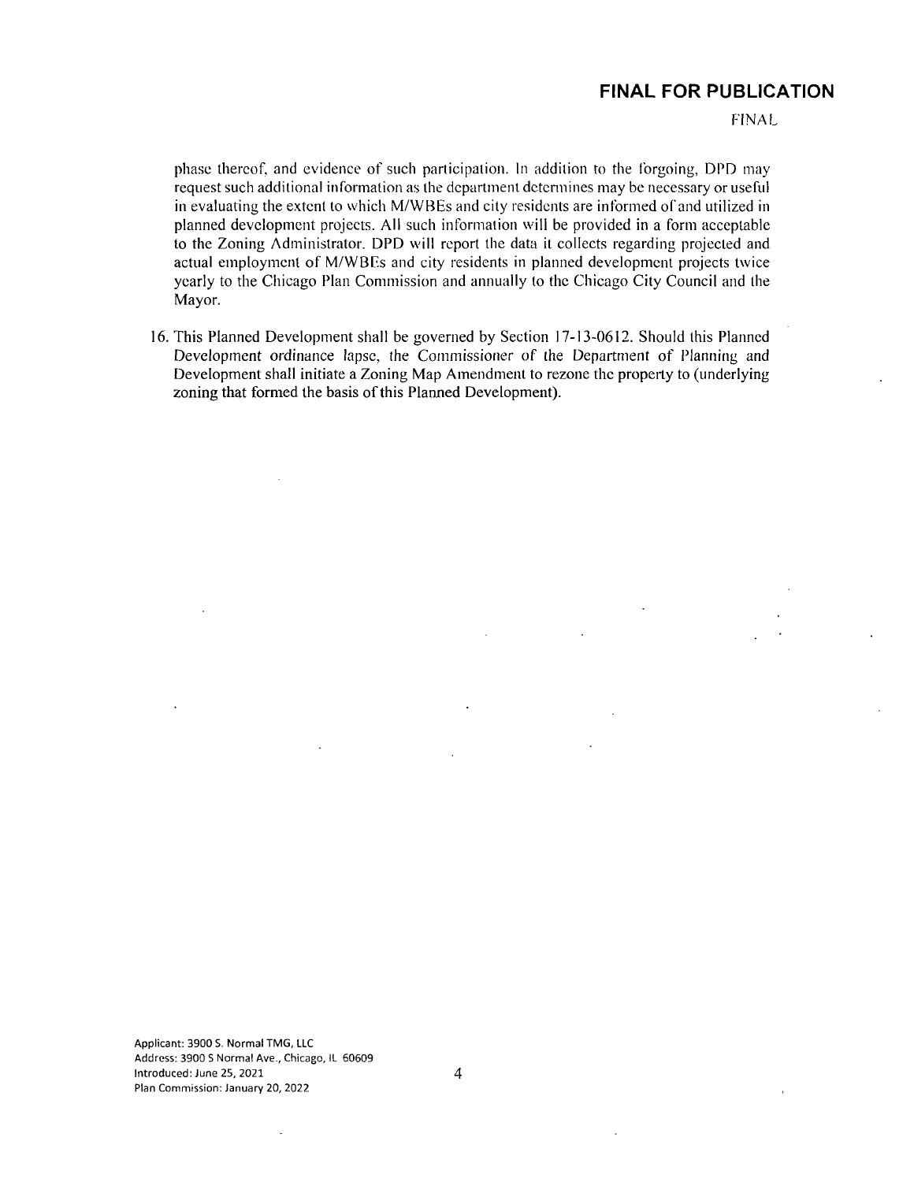phase thereof, and evidence of such participation. In addition to the forgoing, DPD may request such additional information as the department determines may be necessary or useful in evaluating the extent to which M/WBEs and city residents are informed of and utilized in planned development projects. All such information will be provided in a form acceptable to the Zoning Administrator. DPD will report the data it collects regarding projected and actual employment of M/WBEs and city residents in planned development projects twice yearly to the Chicago Plan Commission and annually to the Chicago City Council and the Mayor.

16. This Planned Development shall be governed by Section 17-13-0612. Should this Planned Development ordinance lapse, the Commissioner of the Department of Planning and Development shall initiate a Zoning Map Amendment to rezone the property to (underlying zoning that formed the basis of this Planned Development).

Applicant: 3900 S. Normal TMG, LLC
Address: 3900 S Normal Ave., Chicago, IL 60609
Introduced: June 25, 2021
Plan Commission: January 20, 2022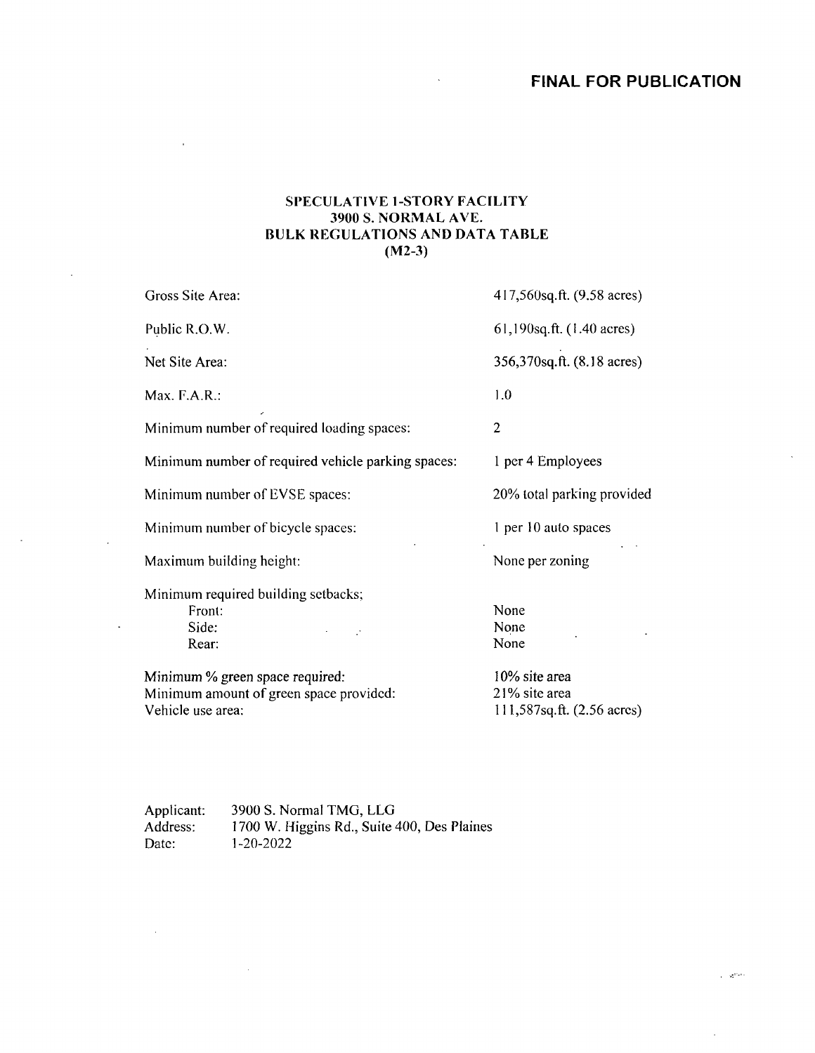**FINAL FOR PUBLICATION**

**SPECULATIVE 1-STORY FACILITY**
**3900 S. NORMAL AVE.**
**BULK REGULATIONS AND DATA TABLE**
**(M2-3)**

| | |
|---|---|
| Gross Site Area: | 417,560sq.ft. (9.58 acres) |
| Public R.O.W. | 61,190sq.ft. (1.40 acres) |
| Net Site Area: | 356,370sq.ft. (8.18 acres) |
| Max. F.A.R.: | 1.0 |
| Minimum number of required loading spaces: | 2 |
| Minimum number of required vehicle parking spaces: | 1 per 4 Employees |
| Minimum number of EVSE spaces: | 20% total parking provided |
| Minimum number of bicycle spaces: | 1 per 10 auto spaces |
| Maximum building height: | None per zoning |
| Minimum required building setbacks; | |
| Front: | None |
| Side: | None |
| Rear: | None |
| Minimum % green space required: | 10% site area |
| Minimum amount of green space provided: | 21% site area |
| Vehicle use area: | 111,587sq.ft. (2.56 acres) |

Applicant: 3900 S. Normal TMG, LLG
Address: 1700 W. Higgins Rd., Suite 400, Des Plaines
Date: 1-20-2022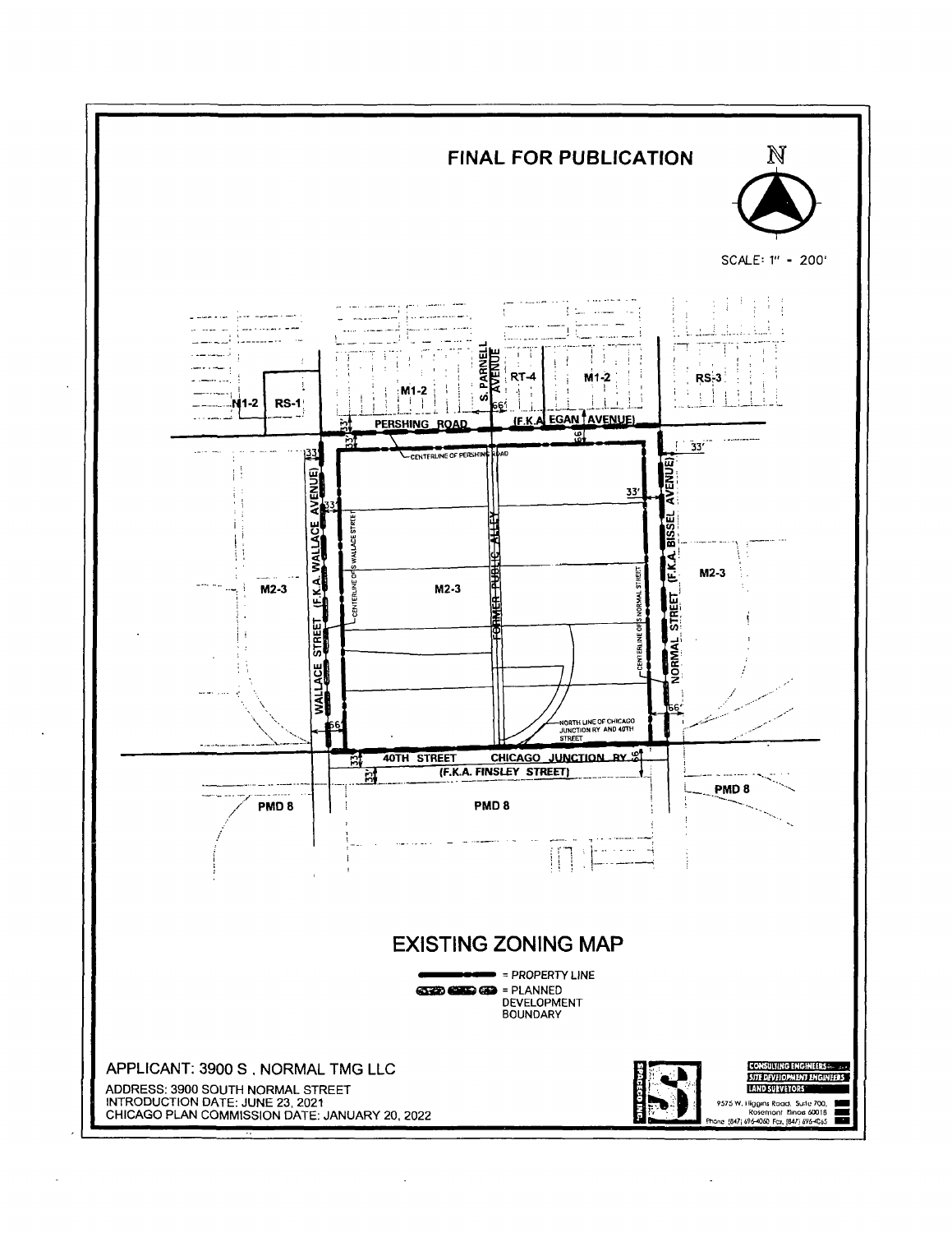# FINAL FOR PUBLICATION

N

SCALE: 1" = 200'

M1-2 RS-1 M1-2 S. PARNELL AVENUE RT-4 M1-2 RS-3

PERSHING ROAD (F.K.A. EGAN AVENUE)

CENTERLINE OF PERSHING ROAD

WALLACE STREET (F.K.A. WALLACE AVENUE)

CENTERLINE OF S. WALLACE STREET

M2-3 M2-3 M2-3

FORMER PUBLIC ALLEY

CENTERLINE OF S. NORMAL STREET

NORMAL STREET (F.K.A. BISSEL AVENUE)

NORTH LINE OF CHICAGO JUNCTION RY AND 40TH STREET

40TH STREET CHICAGO JUNCTION RY

(F.K.A. FINSLEY STREET)

PMD 8 PMD 8 PMD 8

33' 33' 33' 33' 66' 33' 33' 66' 66' 33' 33' 66'

## EXISTING ZONING MAP

= PROPERTY LINE

= PLANNED DEVELOPMENT BOUNDARY

APPLICANT: 3900 S . NORMAL TMG LLC

ADDRESS: 3900 SOUTH NORMAL STREET

INTRODUCTION DATE: JUNE 23, 2021

CHICAGO PLAN COMMISSION DATE: JANUARY 20, 2022

SPACECO INC.

CONSULTING ENGINEERS
SITE DEVELOPMENT ENGINEERS
LAND SURVEYORS

9575 W. Higgins Road, Suite 700, Rosemont Illinois 60018
Phone (847) 696-4060 Fax (847) 696-4065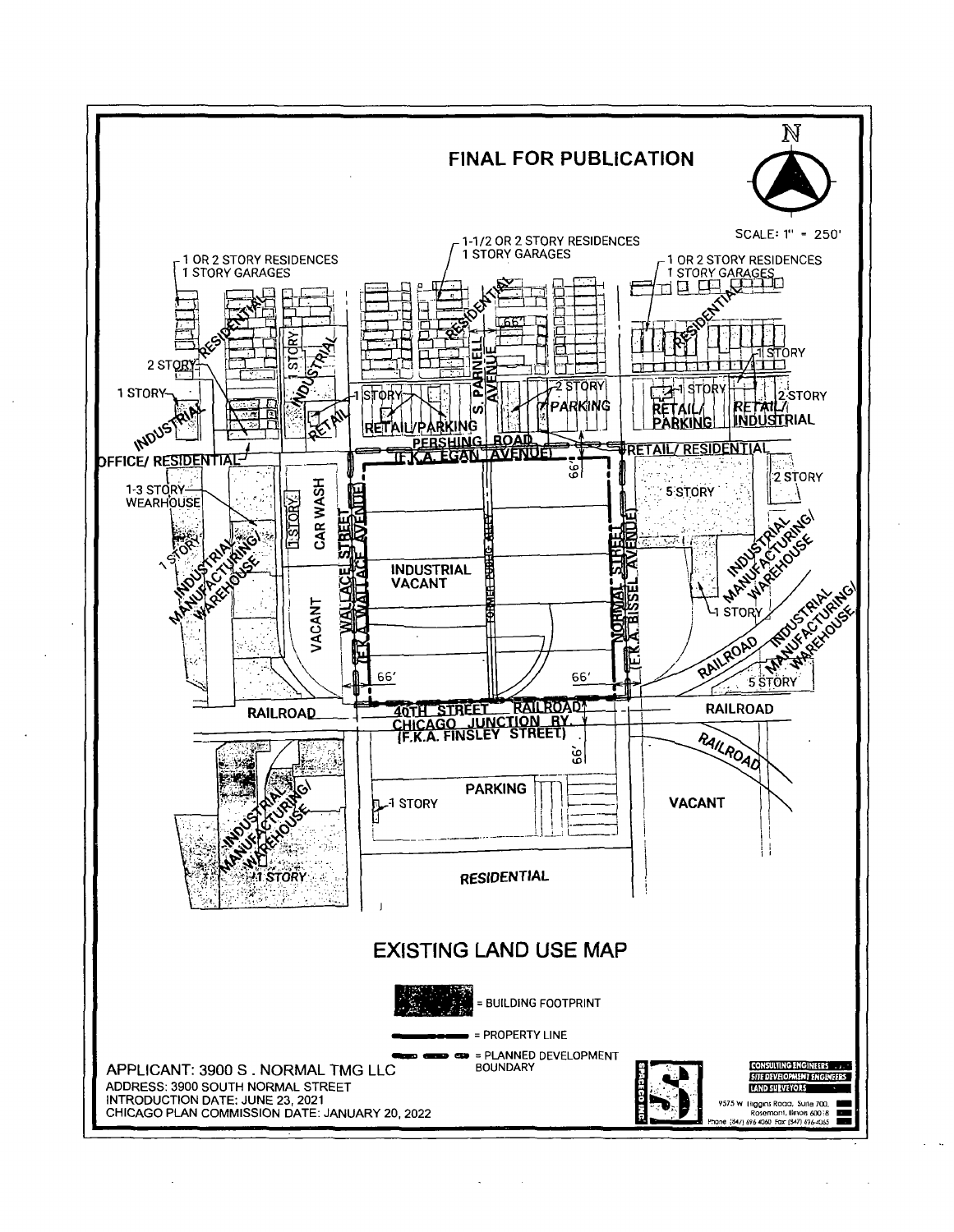**FINAL FOR PUBLICATION**

N

SCALE: 1" = 250'

1 OR 2 STORY RESIDENCES
1 STORY GARAGES

1-1/2 OR 2 STORY RESIDENCES
1 STORY GARAGES

1 OR 2 STORY RESIDENCES
1 STORY GARAGES

RESIDENTIAL

RESIDENTIAL

RESIDENTIAL

1 STORY

INDUSTRIAL

2 STORY

1 STORY

INDUSTRIAL

RETAIL

1 STORY

RETAIL/PARKING

S. PARNELL AVENUE

66'

2 STORY

PARKING

1 STORY

1 STORY

2 STORY

RETAIL/ PARKING

RETAIL/ INDUSTRIAL

OFFICE/ RESIDENTIAL

PERSHING ROAD (F.K.A. EGAN AVENUE)

RETAIL/ RESIDENTIAL

66'

1-3 STORY WEARHOUSE

1 STORY

CAR WASH

2 STORY

5 STORY

1 STORY

INDUSTRIAL MANUFACTURING/ WAREHOUSE

WALLACE STREET (F.K.A. WALLACE AVENUE)

INDUSTRIAL VACANT

FORMER PUBLIC ALLEY

NORMAL STREET (F.K.A. BISSEL AVENUE)

INDUSTRIAL MANUFACTURING/ WAREHOUSE

1 STORY

VACANT

INDUSTRIAL MANUFACTURING/ WAREHOUSE

RAILROAD

66'

66'

5 STORY

RAILROAD

40TH STREET RAILROAD CHICAGO JUNCTION RY. (F.K.A. FINSLEY STREET)

RAILROAD

66'

RAILROAD

INDUSTRIAL MANUFACTURING/ WAREHOUSE

PARKING

1 STORY

VACANT

1 STORY

RESIDENTIAL

# EXISTING LAND USE MAP

= BUILDING FOOTPRINT

= PROPERTY LINE

= PLANNED DEVELOPMENT BOUNDARY

APPLICANT: 3900 S . NORMAL TMG LLC
ADDRESS: 3900 SOUTH NORMAL STREET
INTRODUCTION DATE: JUNE 23, 2021
CHICAGO PLAN COMMISSION DATE: JANUARY 20, 2022

SPACECO INC.

CONSULTING ENGINEERS
SITE DEVELOPMENT ENGINEERS
LAND SURVEYORS

9575 W. Higgins Road, Suite 700, Rosemont, Illinois 60018
Phone (847) 696-4060 Fax (847) 696-4065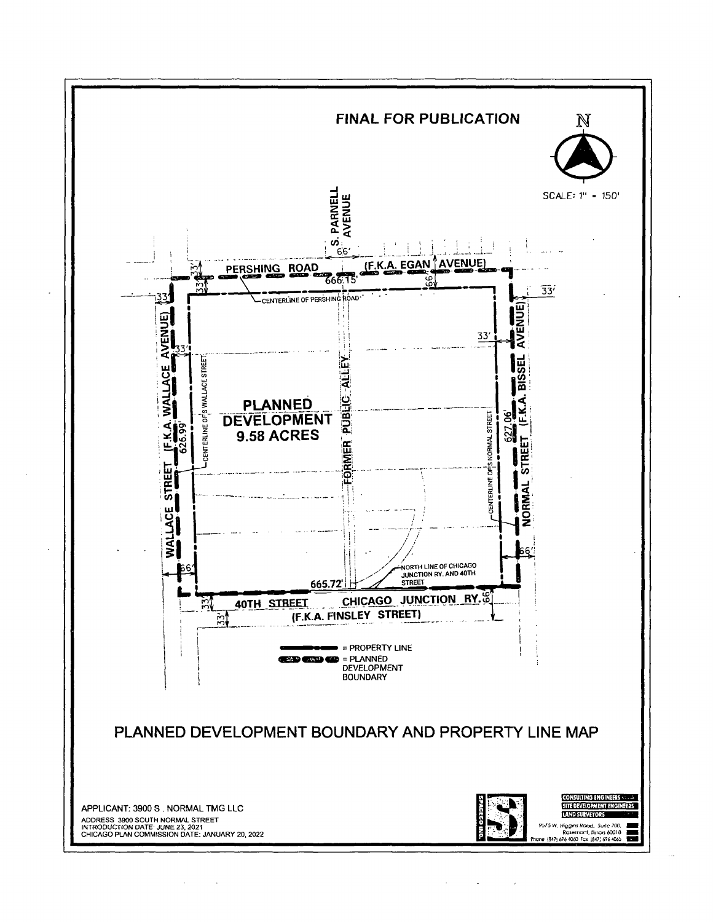**FINAL FOR PUBLICATION**

N

SCALE: 1" = 150'

S. PARNELL AVENUE

66'

PERSHING ROAD (F.K.A. EGAN AVENUE)

33'

33'

666.15'

66'

CENTERLINE OF PERSHING ROAD

33'

33'

33'

33'

WALLACE STREET (F.K.A. WALLACE AVENUE)

626.99'

CENTERLINE OF S WALLACE STREET

**PLANNED DEVELOPMENT 9.58 ACRES**

FORMER PUBLIC ALLEY

CENTERLINE OF S NORMAL STREET

627.06'

NORMAL STREET (F.K.A. BISSEL AVENUE)

66'

66'

NORTH LINE OF CHICAGO JUNCTION RY. AND 40TH STREET

665.72'

33'

40TH STREET CHICAGO JUNCTION RY.

66

33'

(F.K.A. FINSLEY STREET)

= PROPERTY LINE

= PLANNED DEVELOPMENT BOUNDARY

## PLANNED DEVELOPMENT BOUNDARY AND PROPERTY LINE MAP

APPLICANT: 3900 S. NORMAL TMG LLC
ADDRESS 3900 SOUTH NORMAL STREET
INTRODUCTION DATE: JUNE 23, 2021
CHICAGO PLAN COMMISSION DATE: JANUARY 20, 2022

SPACECO INC.

CONSULTING ENGINEERS
SITE DEVELOPMENT ENGINEERS
LAND SURVEYORS

9575 W. Higgins Road, Suite 700,
Rosemont, Illinois 60018
Phone (847) 696-4060 Fax (847) 696-4065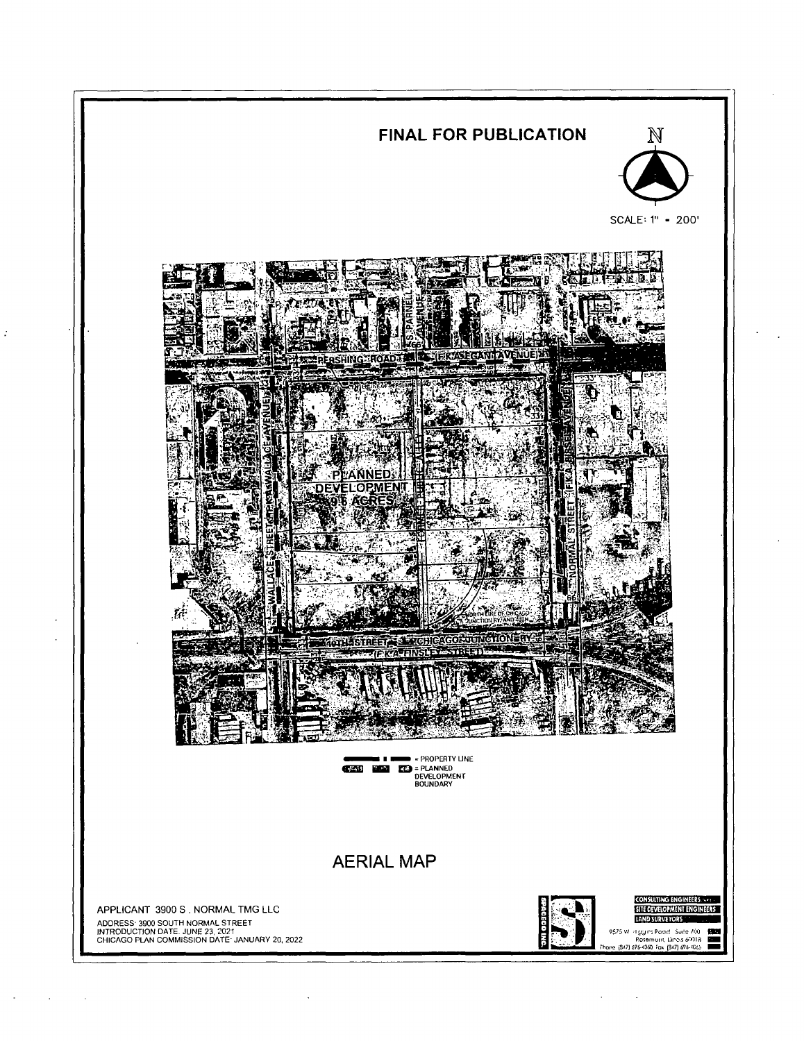# FINAL FOR PUBLICATION

N

SCALE: 1" = 200'

PERSHING ROAD (F.K.A. EGAN AVENUE)

WALLACE STREET (F.K.A. WALLACE AVENUE)

NORMAL STREET (F.K.A. BISSELL AVENUE)

PLANNED DEVELOPMENT 9.5 ACRES

40TH STREET & CHICAGO JUNCTION RY. (F.K.A. FINSLEY STREET)

NORTH LINE OF CHICAGO JUNCTION RY. AND 40TH

= PROPERTY LINE

= PLANNED DEVELOPMENT BOUNDARY

## AERIAL MAP

APPLICANT: 3900 S. NORMAL TMG LLC
ADDRESS: 3900 SOUTH NORMAL STREET
INTRODUCTION DATE: JUNE 23, 2021
CHICAGO PLAN COMMISSION DATE: JANUARY 20, 2022

SPACECO INC.
CONSULTING ENGINEERS
SITE DEVELOPMENT ENGINEERS
LAND SURVEYORS
9575 W. Higgins Road, Suite 700
Rosemont, Illinois 60018
Phone (847) 696-4060 Fax (847) 696-4065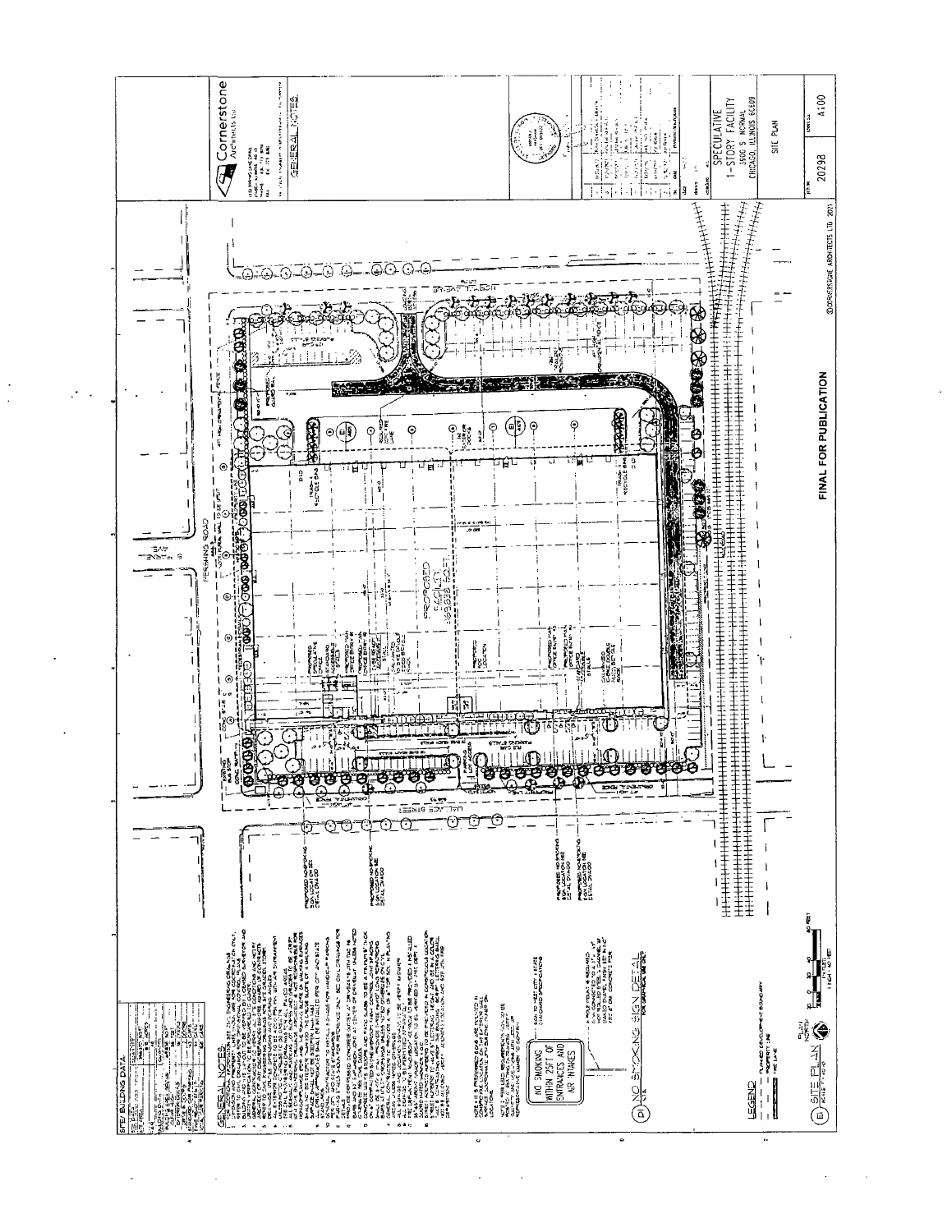Cornerstone Architects Ltd

GENERAL NOTES

SPECULATIVE 1-STORY FACILITY
3600 S. NORMAL
CHICAGO, ILLINOIS 60609

SITE PLAN

20298

A100

PERSHING ROAD

WALLACE STREET

PROPOSED FACILITY

FINAL FOR PUBLICATION

©CORNERSTONE ARCHITECTS LTD 2021

## SITE/BUILDING DATA

## GENERAL NOTES

NO SMOKING WITHIN 25FT OF ENTRANCES AND AIR INTAKES

(D1) NO SMOKING SIGN DETAIL

LEGEND

(E1) SITE PLAN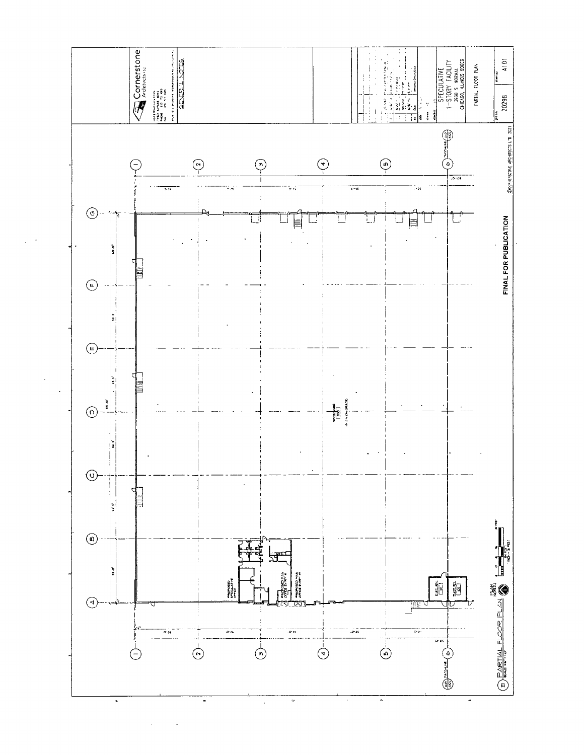Cornerstone Architects Ltd

GENERAL NOTES

SPECULATIVE
1-STORY FACILITY
3900 S. NORMAL
CHICAGO, ILLINOIS 60609

PARTIAL FLOOR PLAN

20298

A101

FINAL FOR PUBLICATION

©CORNERSTONE ARCHITECTS LTD 2021

PARTIAL FLOOR PLAN

PLAN NORTH

WAREHOUSE

PROPOSED SPECULATIVE OFFICE

PROPOSED MAIN OFFICE ENTRY

ELEC. RM.

SPRINKLER RM.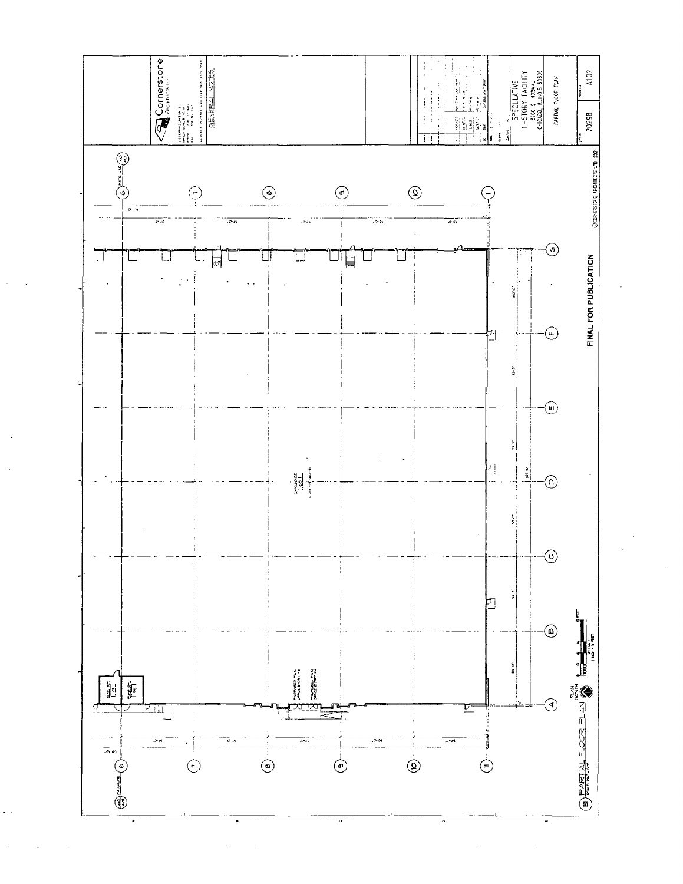Cornerstone Architects Ltd

GENERAL NOTES:

SPECULATIVE
1-STORY FACILITY
2900 S. NORMAL
CHICAGO, ILLINOIS 60609

PARTIAL FLOOR PLAN

20298

A102

PARTIAL FLOOR PLAN

WAREHOUSE

PROPOSED FAN OFFICE ENTRY #3

PROPOSED FAN OFFICE ENTRY #4

PLAN NORTH

FINAL FOR PUBLICATION

©CORNERSTONE ARCHITECTS LTD 2021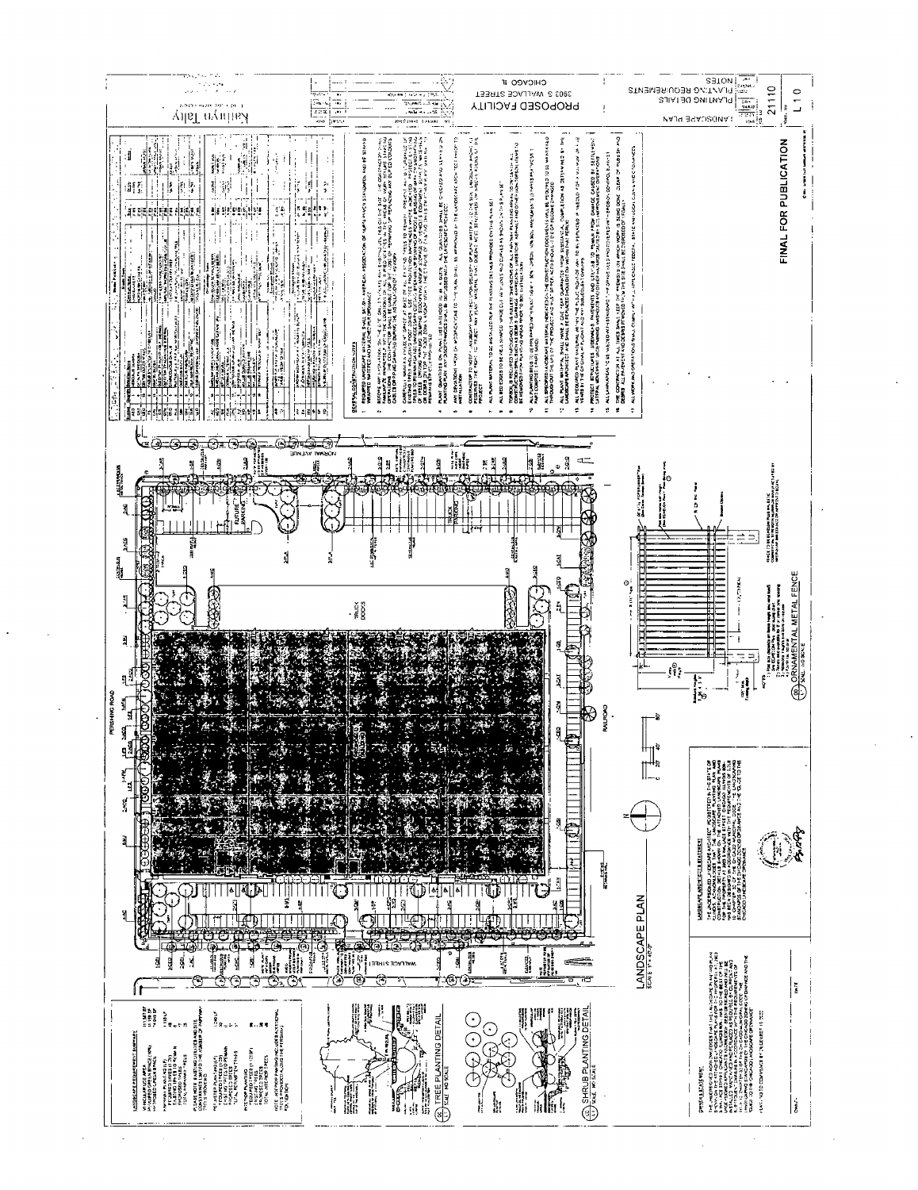# LANDSCAPE PLAN

SCALE: 1" = 40'-0"

PERSHING ROAD

NORMAL AVENUE

WALLACE STREET

RAILROAD

TRUCK DOORS

TRUCK PARKING

FUTURE PARKING

## TREE PLANTING DETAIL

SCALE: NO SCALE

## SHRUB PLANTING DETAIL

SCALE: NO SCALE

## ORNAMENTAL METAL FENCE

SCALE: NO SCALE

## GENERAL CONSTRUCTION NOTES

## LANDSCAPE ARCHITECT'S STATEMENT

## OWNER'S STATEMENT

**FINAL FOR PUBLICATION**

PROPOSED FACILITY

3603 S. WALLACE STREET

CHICAGO, IL

LANDSCAPE PLAN

PLANTING DETAILS

PLANTING REQUIREMENTS

NOTES

21110

L1.0

Kathryn Talty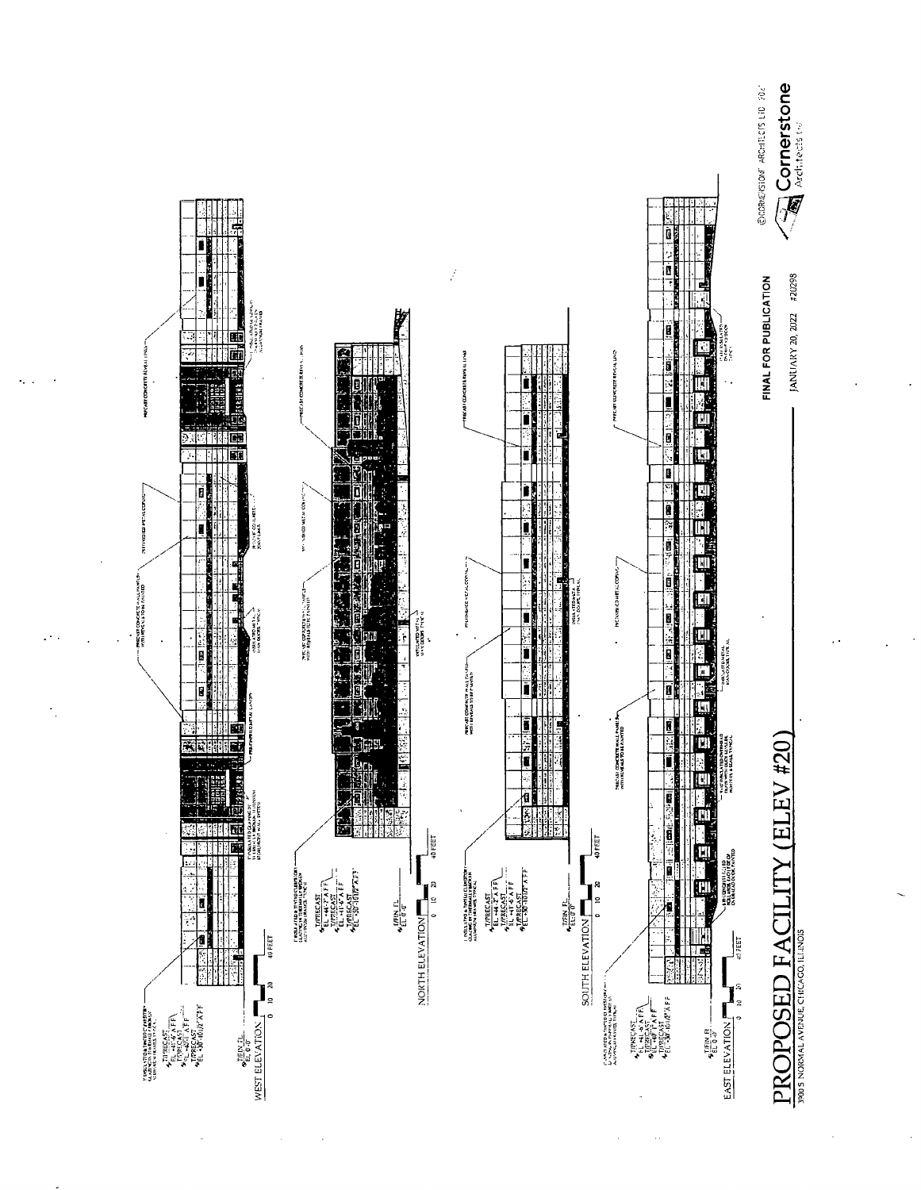# PROPOSED FACILITY (ELEV #20)

3900 S NORMAL AVENUE, CHICAGO, ILLINOIS

WEST ELEVATION

NORTH ELEVATION

SOUTH ELEVATION

EAST ELEVATION

T/PRECAST EL +44'-2" A.F.F.

T/PRECAST EL +41'-6" A.F.F.

T/PRECAST EL +30'-10 1/2" A.F.F.

T/FIN. FL. EL 0'-0"

PRECAST CONCRETE WALL PANELS WITH REVEALS TO BE PAINTED

PREFINISHED METAL COPING

PRECAST CONCRETE REVEAL LINES

INSULATED & TINTED CLERESTORY GLAZING IN THERMALLY BROKEN ALUMINUM FRAMES, TYPICAL

0 10 20 40 FEET

**FINAL FOR PUBLICATION**

JANUARY 20, 2022 #20298

©CORNERSTONE ARCHITECTS LTD 2022

Cornerstone Architects Ltd.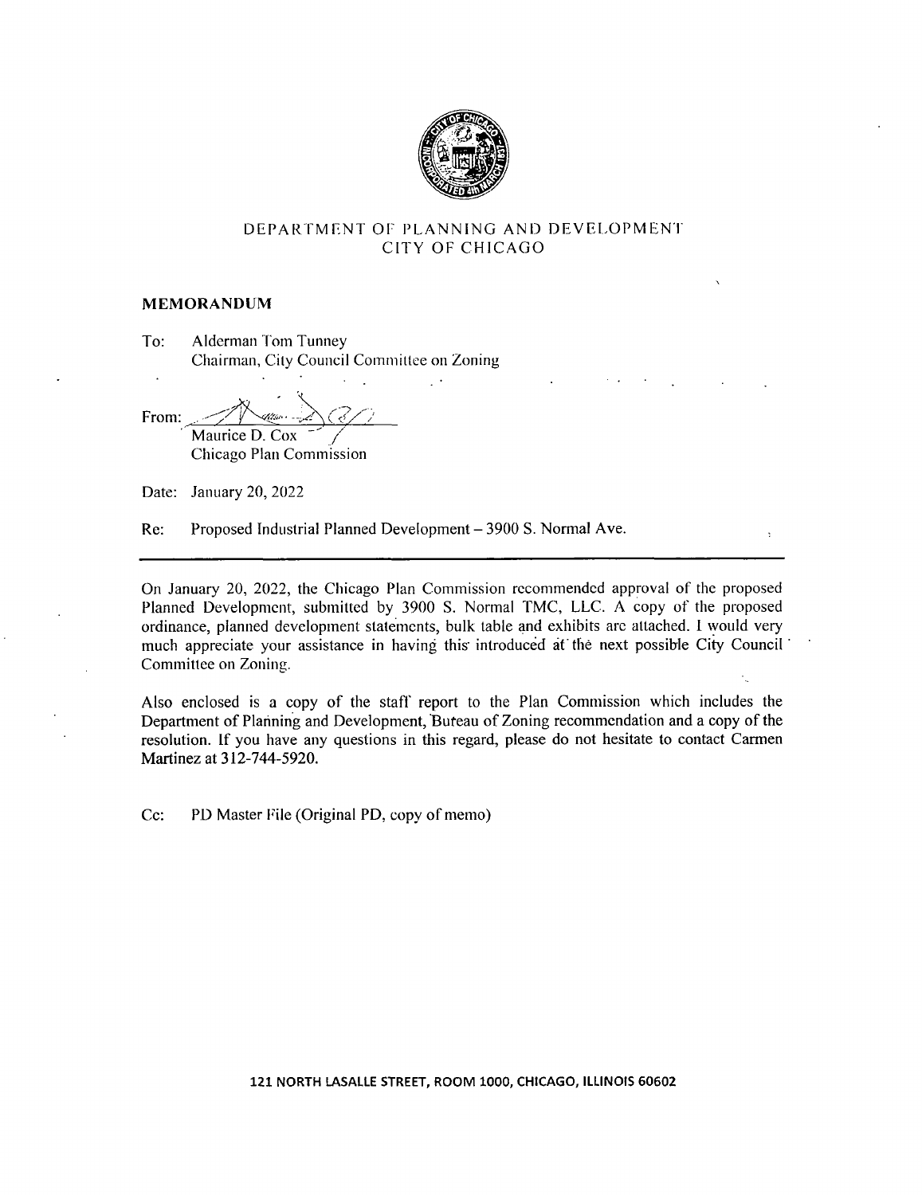DEPARTMENT OF PLANNING AND DEVELOPMENT
CITY OF CHICAGO

**MEMORANDUM**

To: Alderman Tom Tunney
Chairman, City Council Committee on Zoning

From: Maurice D. Cox
Chicago Plan Commission

Date: January 20, 2022

Re: Proposed Industrial Planned Development – 3900 S. Normal Ave.

---

On January 20, 2022, the Chicago Plan Commission recommended approval of the proposed Planned Development, submitted by 3900 S. Normal TMC, LLC. A copy of the proposed ordinance, planned development statements, bulk table and exhibits are attached. I would very much appreciate your assistance in having this introduced at the next possible City Council Committee on Zoning.

Also enclosed is a copy of the staff report to the Plan Commission which includes the Department of Planning and Development, Bureau of Zoning recommendation and a copy of the resolution. If you have any questions in this regard, please do not hesitate to contact Carmen Martinez at 312-744-5920.

Cc: PD Master File (Original PD, copy of memo)

**121 NORTH LASALLE STREET, ROOM 1000, CHICAGO, ILLINOIS 60602**